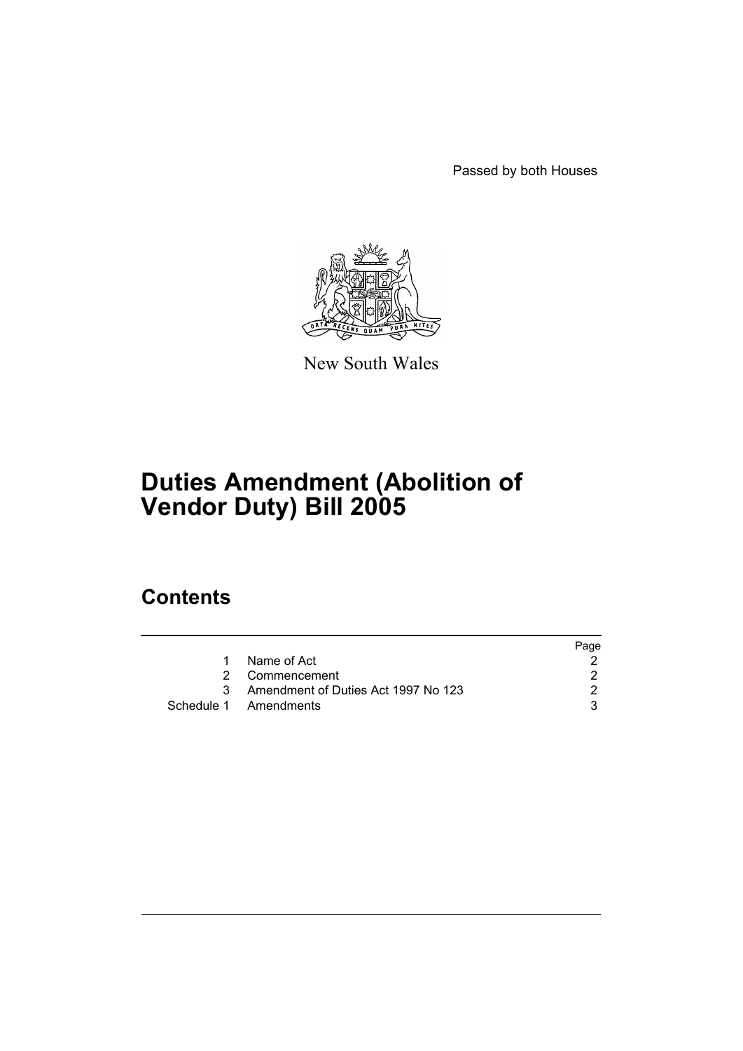Passed by both Houses

New South Wales

# Duties Amendment (Abolition of Vendor Duty) Bill 2005

## Contents

| | | Page |
|---|---|---|
| 1 | Name of Act | 2 |
| 2 | Commencement | 2 |
| 3 | Amendment of Duties Act 1997 No 123 | 2 |
| Schedule 1 | Amendments | 3 |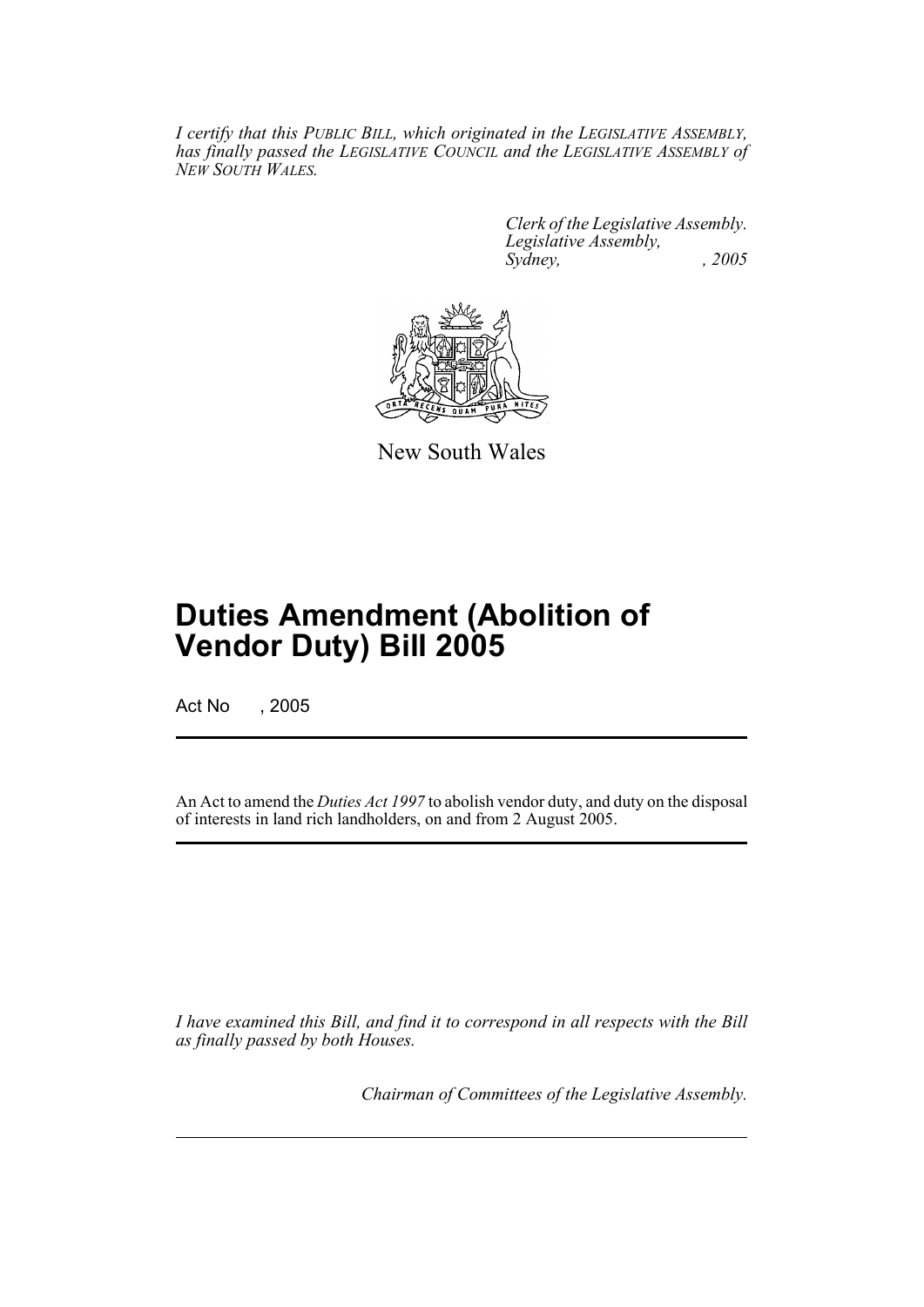*I certify that this PUBLIC BILL, which originated in the LEGISLATIVE ASSEMBLY, has finally passed the LEGISLATIVE COUNCIL and the LEGISLATIVE ASSEMBLY of NEW SOUTH WALES.*

*Clerk of the Legislative Assembly.*
*Legislative Assembly,*
*Sydney, , 2005*

New South Wales

# Duties Amendment (Abolition of Vendor Duty) Bill 2005

Act No , 2005

An Act to amend the *Duties Act 1997* to abolish vendor duty, and duty on the disposal of interests in land rich landholders, on and from 2 August 2005.

*I have examined this Bill, and find it to correspond in all respects with the Bill as finally passed by both Houses.*

*Chairman of Committees of the Legislative Assembly.*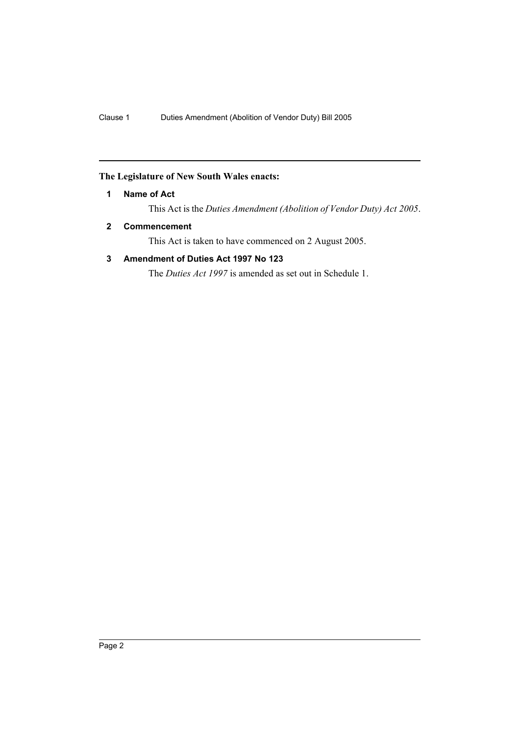**The Legislature of New South Wales enacts:**

### 1 Name of Act

This Act is the *Duties Amendment (Abolition of Vendor Duty) Act 2005*.

### 2 Commencement

This Act is taken to have commenced on 2 August 2005.

### 3 Amendment of Duties Act 1997 No 123

The *Duties Act 1997* is amended as set out in Schedule 1.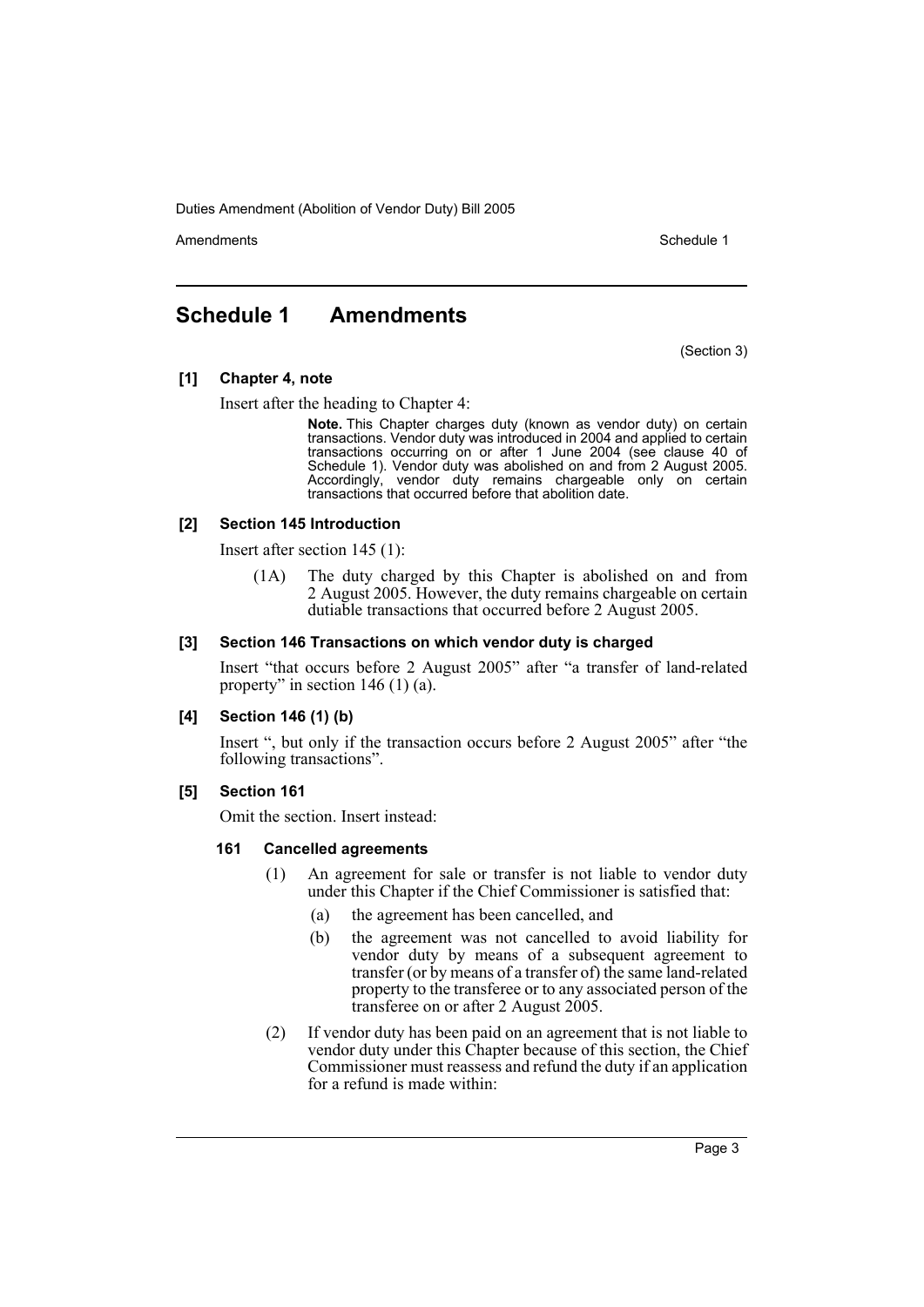# Schedule 1 Amendments

(Section 3)

**[1] Chapter 4, note**

Insert after the heading to Chapter 4:

> **Note.** This Chapter charges duty (known as vendor duty) on certain transactions. Vendor duty was introduced in 2004 and applied to certain transactions occurring on or after 1 June 2004 (see clause 40 of Schedule 1). Vendor duty was abolished on and from 2 August 2005. Accordingly, vendor duty remains chargeable only on certain transactions that occurred before that abolition date.

**[2] Section 145 Introduction**

Insert after section 145 (1):

> (1A) The duty charged by this Chapter is abolished on and from 2 August 2005. However, the duty remains chargeable on certain dutiable transactions that occurred before 2 August 2005.

**[3] Section 146 Transactions on which vendor duty is charged**

Insert "that occurs before 2 August 2005" after "a transfer of land-related property" in section 146 (1) (a).

**[4] Section 146 (1) (b)**

Insert ", but only if the transaction occurs before 2 August 2005" after "the following transactions".

**[5] Section 161**

Omit the section. Insert instead:

**161 Cancelled agreements**

(1) An agreement for sale or transfer is not liable to vendor duty under this Chapter if the Chief Commissioner is satisfied that:

(a) the agreement has been cancelled, and

(b) the agreement was not cancelled to avoid liability for vendor duty by means of a subsequent agreement to transfer (or by means of a transfer of) the same land-related property to the transferee or to any associated person of the transferee on or after 2 August 2005.

(2) If vendor duty has been paid on an agreement that is not liable to vendor duty under this Chapter because of this section, the Chief Commissioner must reassess and refund the duty if an application for a refund is made within: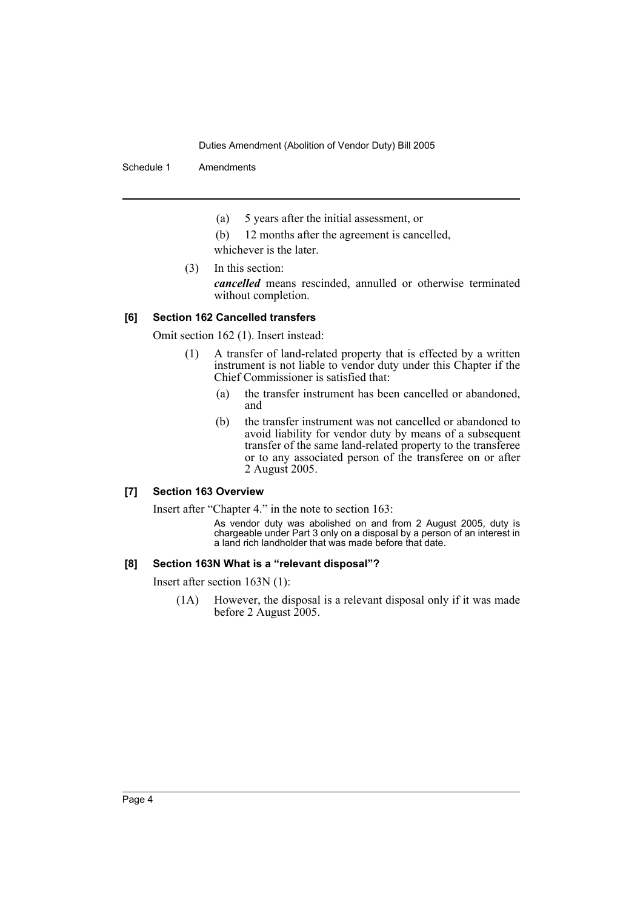(a) 5 years after the initial assessment, or

(b) 12 months after the agreement is cancelled,

whichever is the later.

(3) In this section:

***cancelled*** means rescinded, annulled or otherwise terminated without completion.

### [6] Section 162 Cancelled transfers

Omit section 162 (1). Insert instead:

(1) A transfer of land-related property that is effected by a written instrument is not liable to vendor duty under this Chapter if the Chief Commissioner is satisfied that:

(a) the transfer instrument has been cancelled or abandoned, and

(b) the transfer instrument was not cancelled or abandoned to avoid liability for vendor duty by means of a subsequent transfer of the same land-related property to the transferee or to any associated person of the transferee on or after 2 August 2005.

### [7] Section 163 Overview

Insert after "Chapter 4." in the note to section 163:

As vendor duty was abolished on and from 2 August 2005, duty is chargeable under Part 3 only on a disposal by a person of an interest in a land rich landholder that was made before that date.

### [8] Section 163N What is a "relevant disposal"?

Insert after section 163N (1):

(1A) However, the disposal is a relevant disposal only if it was made before 2 August 2005.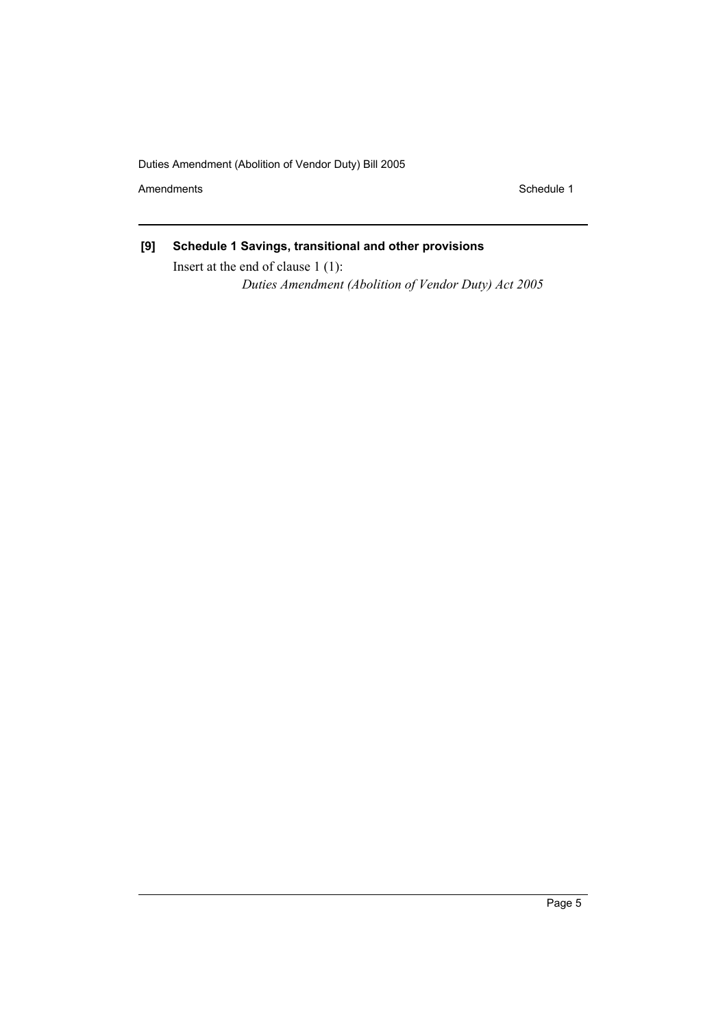**[9] Schedule 1 Savings, transitional and other provisions**

Insert at the end of clause 1 (1):

*Duties Amendment (Abolition of Vendor Duty) Act 2005*